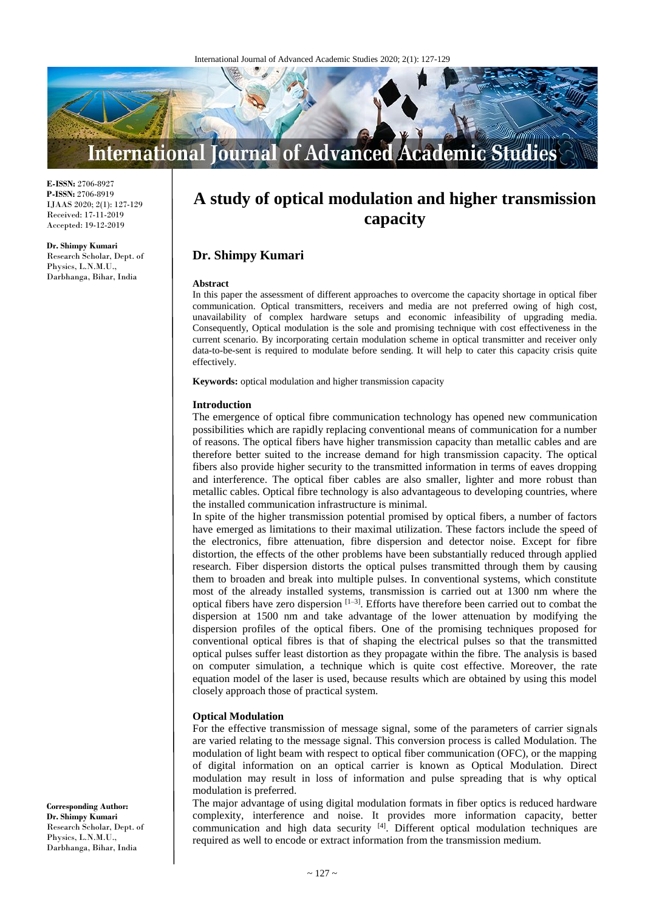**E-ISSN:** 2706-8927
**P-ISSN:** 2706-8919
IJAAS 2020; 2(1): 127-129
Received: 17-11-2019
Accepted: 19-12-2019

**Dr. Shimpy Kumari**
Research Scholar, Dept. of Physics, L.N.M.U., Darbhanga, Bihar, India

**Corresponding Author:**
**Dr. Shimpy Kumari**
Research Scholar, Dept. of Physics, L.N.M.U., Darbhanga, Bihar, India

# A study of optical modulation and higher transmission capacity

## Dr. Shimpy Kumari

### Abstract

In this paper the assessment of different approaches to overcome the capacity shortage in optical fiber communication. Optical transmitters, receivers and media are not preferred owing of high cost, unavailability of complex hardware setups and economic infeasibility of upgrading media. Consequently, Optical modulation is the sole and promising technique with cost effectiveness in the current scenario. By incorporating certain modulation scheme in optical transmitter and receiver only data-to-be-sent is required to modulate before sending. It will help to cater this capacity crisis quite effectively.

**Keywords:** optical modulation and higher transmission capacity

### Introduction

The emergence of optical fibre communication technology has opened new communication possibilities which are rapidly replacing conventional means of communication for a number of reasons. The optical fibers have higher transmission capacity than metallic cables and are therefore better suited to the increase demand for high transmission capacity. The optical fibers also provide higher security to the transmitted information in terms of eaves dropping and interference. The optical fiber cables are also smaller, lighter and more robust than metallic cables. Optical fibre technology is also advantageous to developing countries, where the installed communication infrastructure is minimal.

In spite of the higher transmission potential promised by optical fibers, a number of factors have emerged as limitations to their maximal utilization. These factors include the speed of the electronics, fibre attenuation, fibre dispersion and detector noise. Except for fibre distortion, the effects of the other problems have been substantially reduced through applied research. Fiber dispersion distorts the optical pulses transmitted through them by causing them to broaden and break into multiple pulses. In conventional systems, which constitute most of the already installed systems, transmission is carried out at 1300 nm where the optical fibers have zero dispersion [1–3]. Efforts have therefore been carried out to combat the dispersion at 1500 nm and take advantage of the lower attenuation by modifying the dispersion profiles of the optical fibers. One of the promising techniques proposed for conventional optical fibres is that of shaping the electrical pulses so that the transmitted optical pulses suffer least distortion as they propagate within the fibre. The analysis is based on computer simulation, a technique which is quite cost effective. Moreover, the rate equation model of the laser is used, because results which are obtained by using this model closely approach those of practical system.

### Optical Modulation

For the effective transmission of message signal, some of the parameters of carrier signals are varied relating to the message signal. This conversion process is called Modulation. The modulation of light beam with respect to optical fiber communication (OFC), or the mapping of digital information on an optical carrier is known as Optical Modulation. Direct modulation may result in loss of information and pulse spreading that is why optical modulation is preferred.

The major advantage of using digital modulation formats in fiber optics is reduced hardware complexity, interference and noise. It provides more information capacity, better communication and high data security [4]. Different optical modulation techniques are required as well to encode or extract information from the transmission medium.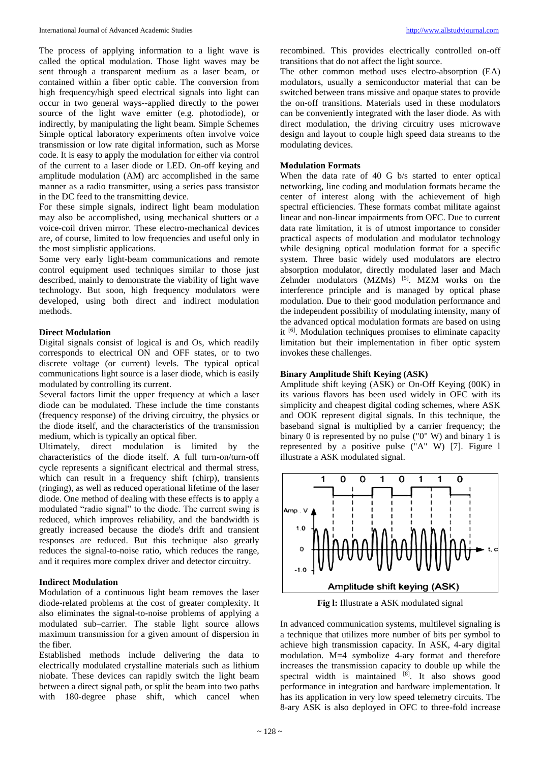The process of applying information to a light wave is called the optical modulation. Those light waves may be sent through a transparent medium as a laser beam, or contained within a fiber optic cable. The conversion from high frequency/high speed electrical signals into light can occur in two general ways--applied directly to the power source of the light wave emitter (e.g. photodiode), or indirectly, by manipulating the light beam. Simple Schemes Simple optical laboratory experiments often involve voice transmission or low rate digital information, such as Morse code. It is easy to apply the modulation for either via control of the current to a laser diode or LED. On-off keying and amplitude modulation (AM) arc accomplished in the same manner as a radio transmitter, using a series pass transistor in the DC feed to the transmitting device.

For these simple signals, indirect light beam modulation may also be accomplished, using mechanical shutters or a voice-coil driven mirror. These electro-mechanical devices are, of course, limited to low frequencies and useful only in the most simplistic applications.

Some very early light-beam communications and remote control equipment used techniques similar to those just described, mainly to demonstrate the viability of light wave technology. But soon, high frequency modulators were developed, using both direct and indirect modulation methods.

### Direct Modulation

Digital signals consist of logical is and Os, which readily corresponds to electrical ON and OFF states, or to two discrete voltage (or current) levels. The typical optical communications light source is a laser diode, which is easily modulated by controlling its current.

Several factors limit the upper frequency at which a laser diode can be modulated. These include the time constants (frequency response) of the driving circuitry, the physics or the diode itself, and the characteristics of the transmission medium, which is typically an optical fiber.

Ultimately, direct modulation is limited by the characteristics of the diode itself. A full turn-on/turn-off cycle represents a significant electrical and thermal stress, which can result in a frequency shift (chirp), transients (ringing), as well as reduced operational lifetime of the laser diode. One method of dealing with these effects is to apply a modulated "radio signal" to the diode. The current swing is reduced, which improves reliability, and the bandwidth is greatly increased because the diode's drift and transient responses are reduced. But this technique also greatly reduces the signal-to-noise ratio, which reduces the range, and it requires more complex driver and detector circuitry.

### Indirect Modulation

Modulation of a continuous light beam removes the laser diode-related problems at the cost of greater complexity. It also eliminates the signal-to-noise problems of applying a modulated sub–carrier. The stable light source allows maximum transmission for a given amount of dispersion in the fiber.

Established methods include delivering the data to electrically modulated crystalline materials such as lithium niobate. These devices can rapidly switch the light beam between a direct signal path, or split the beam into two paths with 180-degree phase shift, which cancel when recombined. This provides electrically controlled on-off transitions that do not affect the light source.

The other common method uses electro-absorption (EA) modulators, usually a semiconductor material that can be switched between trans missive and opaque states to provide the on-off transitions. Materials used in these modulators can be conveniently integrated with the laser diode. As with direct modulation, the driving circuitry uses microwave design and layout to couple high speed data streams to the modulating devices.

### Modulation Formats

When the data rate of 40 G b/s started to enter optical networking, line coding and modulation formats became the center of interest along with the achievement of high spectral efficiencies. These formats combat militate against linear and non-linear impairments from OFC. Due to current data rate limitation, it is of utmost importance to consider practical aspects of modulation and modulator technology while designing optical modulation format for a specific system. Three basic widely used modulators are electro absorption modulator, directly modulated laser and Mach Zehnder modulators (MZMs) [5]. MZM works on the interference principle and is managed by optical phase modulation. Due to their good modulation performance and the independent possibility of modulating intensity, many of the advanced optical modulation formats are based on using it [6]. Modulation techniques promises to eliminate capacity limitation but their implementation in fiber optic system invokes these challenges.

### Binary Amplitude Shift Keying (ASK)

Amplitude shift keying (ASK) or On-Off Keying (00K) in its various flavors has been used widely in OFC with its simplicity and cheapest digital coding schemes, where ASK and OOK represent digital signals. In this technique, the baseband signal is multiplied by a carrier frequency; the binary 0 is represented by no pulse ("0" W) and binary 1 is represented by a positive pulse ("A" W) [7]. Figure l illustrate a ASK modulated signal.

**Fig l:** Illustrate a ASK modulated signal

In advanced communication systems, multilevel signaling is a technique that utilizes more number of bits per symbol to achieve high transmission capacity. In ASK, 4-ary digital modulation. M=4 symbolize 4-ary format and therefore increases the transmission capacity to double up while the spectral width is maintained [8]. It also shows good performance in integration and hardware implementation. It has its application in very low speed telemetry circuits. The 8-ary ASK is also deployed in OFC to three-fold increase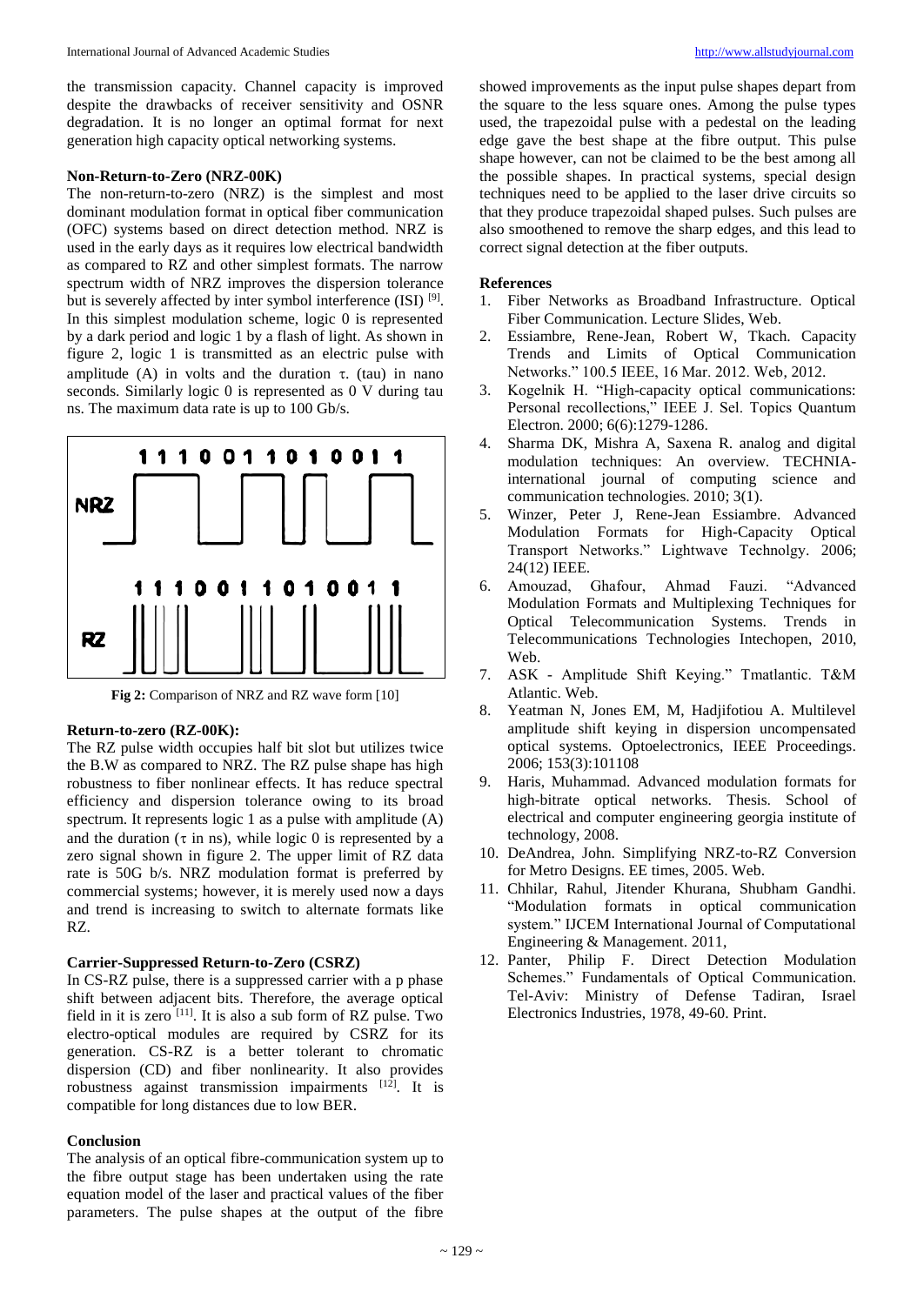the transmission capacity. Channel capacity is improved despite the drawbacks of receiver sensitivity and OSNR degradation. It is no longer an optimal format for next generation high capacity optical networking systems.

**Non-Return-to-Zero (NRZ-00K)**

The non-return-to-zero (NRZ) is the simplest and most dominant modulation format in optical fiber communication (OFC) systems based on direct detection method. NRZ is used in the early days as it requires low electrical bandwidth as compared to RZ and other simplest formats. The narrow spectrum width of NRZ improves the dispersion tolerance but is severely affected by inter symbol interference (ISI) [9]. In this simplest modulation scheme, logic 0 is represented by a dark period and logic 1 by a flash of light. As shown in figure 2, logic 1 is transmitted as an electric pulse with amplitude (A) in volts and the duration τ. (tau) in nano seconds. Similarly logic 0 is represented as 0 V during tau ns. The maximum data rate is up to 100 Gb/s.

1 1 1 0 0 1 1 0 1 0 0 1 1

NRZ

1 1 1 0 0 1 1 0 1 0 0 1 1

RZ

**Fig 2:** Comparison of NRZ and RZ wave form [10]

**Return-to-zero (RZ-00K):**

The RZ pulse width occupies half bit slot but utilizes twice the B.W as compared to NRZ. The RZ pulse shape has high robustness to fiber nonlinear effects. It has reduce spectral efficiency and dispersion tolerance owing to its broad spectrum. It represents logic 1 as a pulse with amplitude (A) and the duration (τ in ns), while logic 0 is represented by a zero signal shown in figure 2. The upper limit of RZ data rate is 50G b/s. NRZ modulation format is preferred by commercial systems; however, it is merely used now a days and trend is increasing to switch to alternate formats like RZ.

**Carrier-Suppressed Return-to-Zero (CSRZ)**

In CS-RZ pulse, there is a suppressed carrier with a p phase shift between adjacent bits. Therefore, the average optical field in it is zero [11]. It is also a sub form of RZ pulse. Two electro-optical modules are required by CSRZ for its generation. CS-RZ is a better tolerant to chromatic dispersion (CD) and fiber nonlinearity. It also provides robustness against transmission impairments [12]. It is compatible for long distances due to low BER.

**Conclusion**

The analysis of an optical fibre-communication system up to the fibre output stage has been undertaken using the rate equation model of the laser and practical values of the fiber parameters. The pulse shapes at the output of the fibre showed improvements as the input pulse shapes depart from the square to the less square ones. Among the pulse types used, the trapezoidal pulse with a pedestal on the leading edge gave the best shape at the fibre output. This pulse shape however, can not be claimed to be the best among all the possible shapes. In practical systems, special design techniques need to be applied to the laser drive circuits so that they produce trapezoidal shaped pulses. Such pulses are also smoothened to remove the sharp edges, and this lead to correct signal detection at the fiber outputs.

**References**

1. Fiber Networks as Broadband Infrastructure. Optical Fiber Communication. Lecture Slides, Web.
2. Essiambre, Rene-Jean, Robert W, Tkach. Capacity Trends and Limits of Optical Communication Networks." 100.5 IEEE, 16 Mar. 2012. Web, 2012.
3. Kogelnik H. "High-capacity optical communications: Personal recollections," IEEE J. Sel. Topics Quantum Electron. 2000; 6(6):1279-1286.
4. Sharma DK, Mishra A, Saxena R. analog and digital modulation techniques: An overview. TECHNIA-international journal of computing science and communication technologies. 2010; 3(1).
5. Winzer, Peter J, Rene-Jean Essiambre. Advanced Modulation Formats for High-Capacity Optical Transport Networks." Lightwave Technolgy. 2006; 24(12) IEEE.
6. Amouzad, Ghafour, Ahmad Fauzi. "Advanced Modulation Formats and Multiplexing Techniques for Optical Telecommunication Systems. Trends in Telecommunications Technologies Intechopen, 2010, Web.
7. ASK - Amplitude Shift Keying." Tmatlantic. T&M Atlantic. Web.
8. Yeatman N, Jones EM, M, Hadjifotiou A. Multilevel amplitude shift keying in dispersion uncompensated optical systems. Optoelectronics, IEEE Proceedings. 2006; 153(3):101108
9. Haris, Muhammad. Advanced modulation formats for high-bitrate optical networks. Thesis. School of electrical and computer engineering georgia institute of technology, 2008.
10. DeAndrea, John. Simplifying NRZ-to-RZ Conversion for Metro Designs. EE times, 2005. Web.
11. Chhilar, Rahul, Jitender Khurana, Shubham Gandhi. "Modulation formats in optical communication system." IJCEM International Journal of Computational Engineering & Management. 2011,
12. Panter, Philip F. Direct Detection Modulation Schemes." Fundamentals of Optical Communication. Tel-Aviv: Ministry of Defense Tadiran, Israel Electronics Industries, 1978, 49-60. Print.